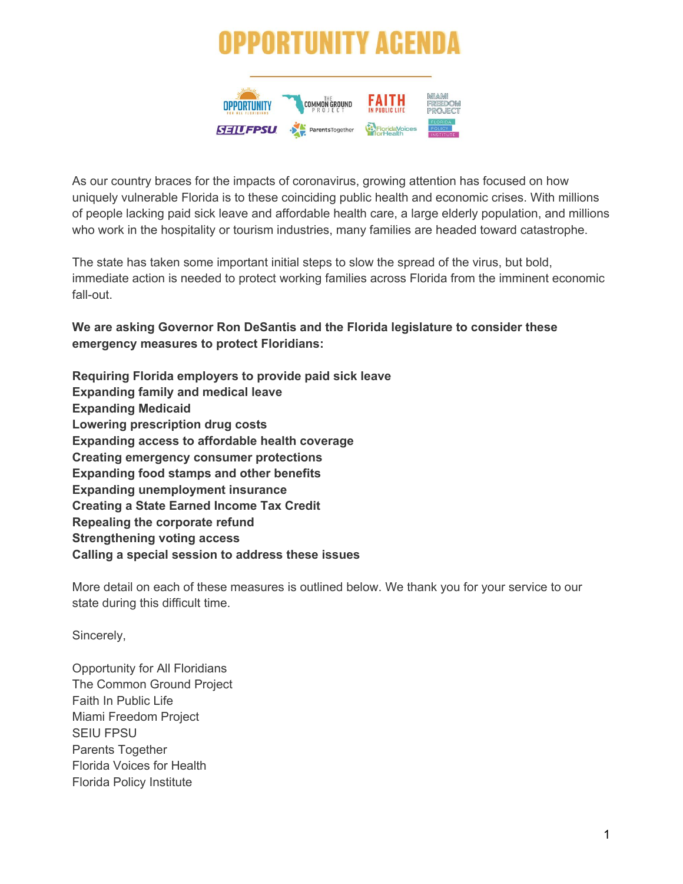# OPPORTUNITY AGENDA

As our country braces for the impacts of coronavirus, growing attention has focused on how uniquely vulnerable Florida is to these coinciding public health and economic crises. With millions of people lacking paid sick leave and affordable health care, a large elderly population, and millions who work in the hospitality or tourism industries, many families are headed toward catastrophe.

The state has taken some important initial steps to slow the spread of the virus, but bold, immediate action is needed to protect working families across Florida from the imminent economic fall-out.

**We are asking Governor Ron DeSantis and the Florida legislature to consider these emergency measures to protect Floridians:**

**Requiring Florida employers to provide paid sick leave**
**Expanding family and medical leave**
**Expanding Medicaid**
**Lowering prescription drug costs**
**Expanding access to affordable health coverage**
**Creating emergency consumer protections**
**Expanding food stamps and other benefits**
**Expanding unemployment insurance**
**Creating a State Earned Income Tax Credit**
**Repealing the corporate refund**
**Strengthening voting access**
**Calling a special session to address these issues**

More detail on each of these measures is outlined below. We thank you for your service to our state during this difficult time.

Sincerely,

Opportunity for All Floridians
The Common Ground Project
Faith In Public Life
Miami Freedom Project
SEIU FPSU
Parents Together
Florida Voices for Health
Florida Policy Institute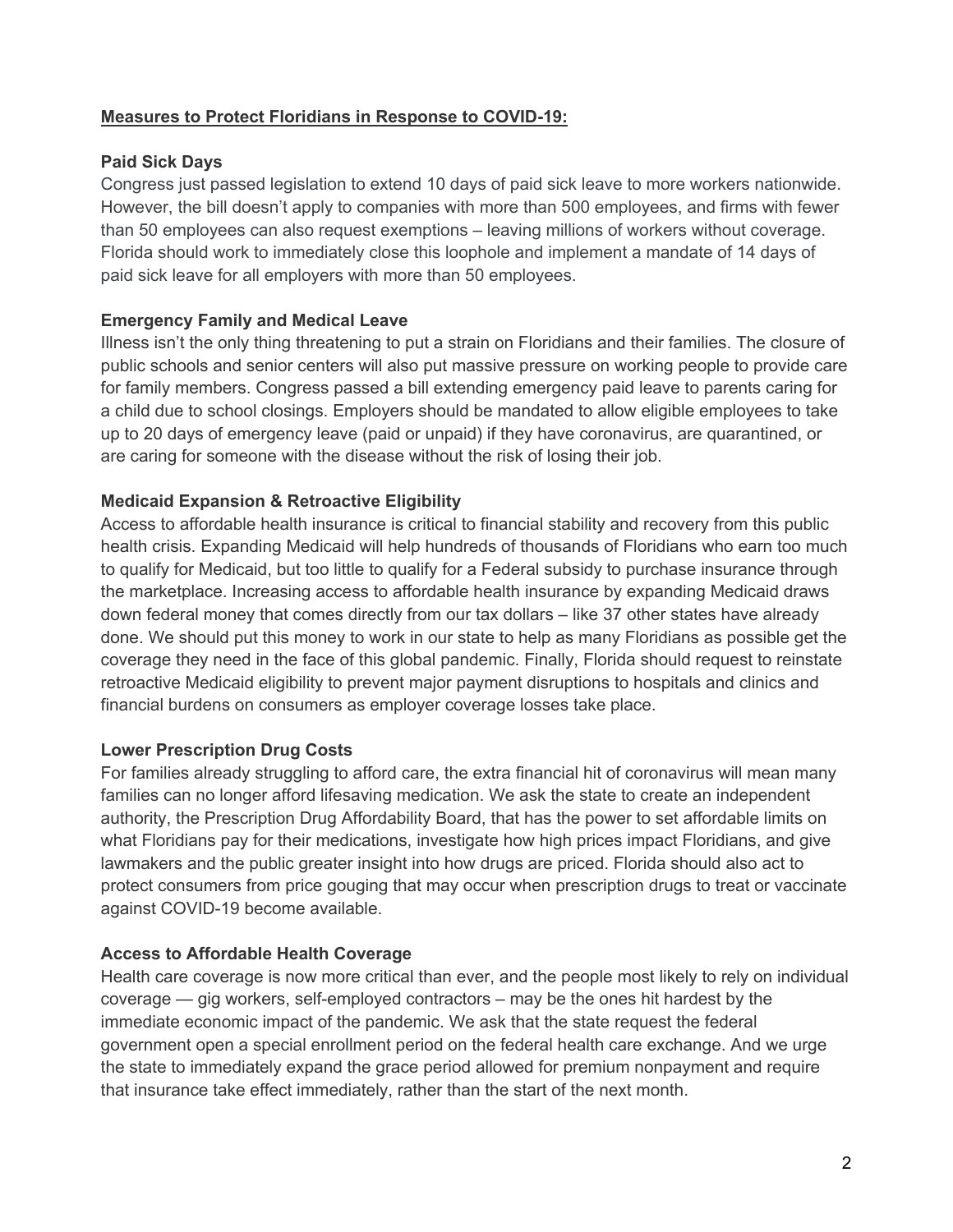**Measures to Protect Floridians in Response to COVID-19:**

**Paid Sick Days**

Congress just passed legislation to extend 10 days of paid sick leave to more workers nationwide. However, the bill doesn't apply to companies with more than 500 employees, and firms with fewer than 50 employees can also request exemptions – leaving millions of workers without coverage. Florida should work to immediately close this loophole and implement a mandate of 14 days of paid sick leave for all employers with more than 50 employees.

**Emergency Family and Medical Leave**

Illness isn't the only thing threatening to put a strain on Floridians and their families. The closure of public schools and senior centers will also put massive pressure on working people to provide care for family members. Congress passed a bill extending emergency paid leave to parents caring for a child due to school closings. Employers should be mandated to allow eligible employees to take up to 20 days of emergency leave (paid or unpaid) if they have coronavirus, are quarantined, or are caring for someone with the disease without the risk of losing their job.

**Medicaid Expansion & Retroactive Eligibility**

Access to affordable health insurance is critical to financial stability and recovery from this public health crisis. Expanding Medicaid will help hundreds of thousands of Floridians who earn too much to qualify for Medicaid, but too little to qualify for a Federal subsidy to purchase insurance through the marketplace. Increasing access to affordable health insurance by expanding Medicaid draws down federal money that comes directly from our tax dollars – like 37 other states have already done. We should put this money to work in our state to help as many Floridians as possible get the coverage they need in the face of this global pandemic. Finally, Florida should request to reinstate retroactive Medicaid eligibility to prevent major payment disruptions to hospitals and clinics and financial burdens on consumers as employer coverage losses take place.

**Lower Prescription Drug Costs**

For families already struggling to afford care, the extra financial hit of coronavirus will mean many families can no longer afford lifesaving medication. We ask the state to create an independent authority, the Prescription Drug Affordability Board, that has the power to set affordable limits on what Floridians pay for their medications, investigate how high prices impact Floridians, and give lawmakers and the public greater insight into how drugs are priced. Florida should also act to protect consumers from price gouging that may occur when prescription drugs to treat or vaccinate against COVID-19 become available.

**Access to Affordable Health Coverage**

Health care coverage is now more critical than ever, and the people most likely to rely on individual coverage — gig workers, self-employed contractors – may be the ones hit hardest by the immediate economic impact of the pandemic. We ask that the state request the federal government open a special enrollment period on the federal health care exchange. And we urge the state to immediately expand the grace period allowed for premium nonpayment and require that insurance take effect immediately, rather than the start of the next month.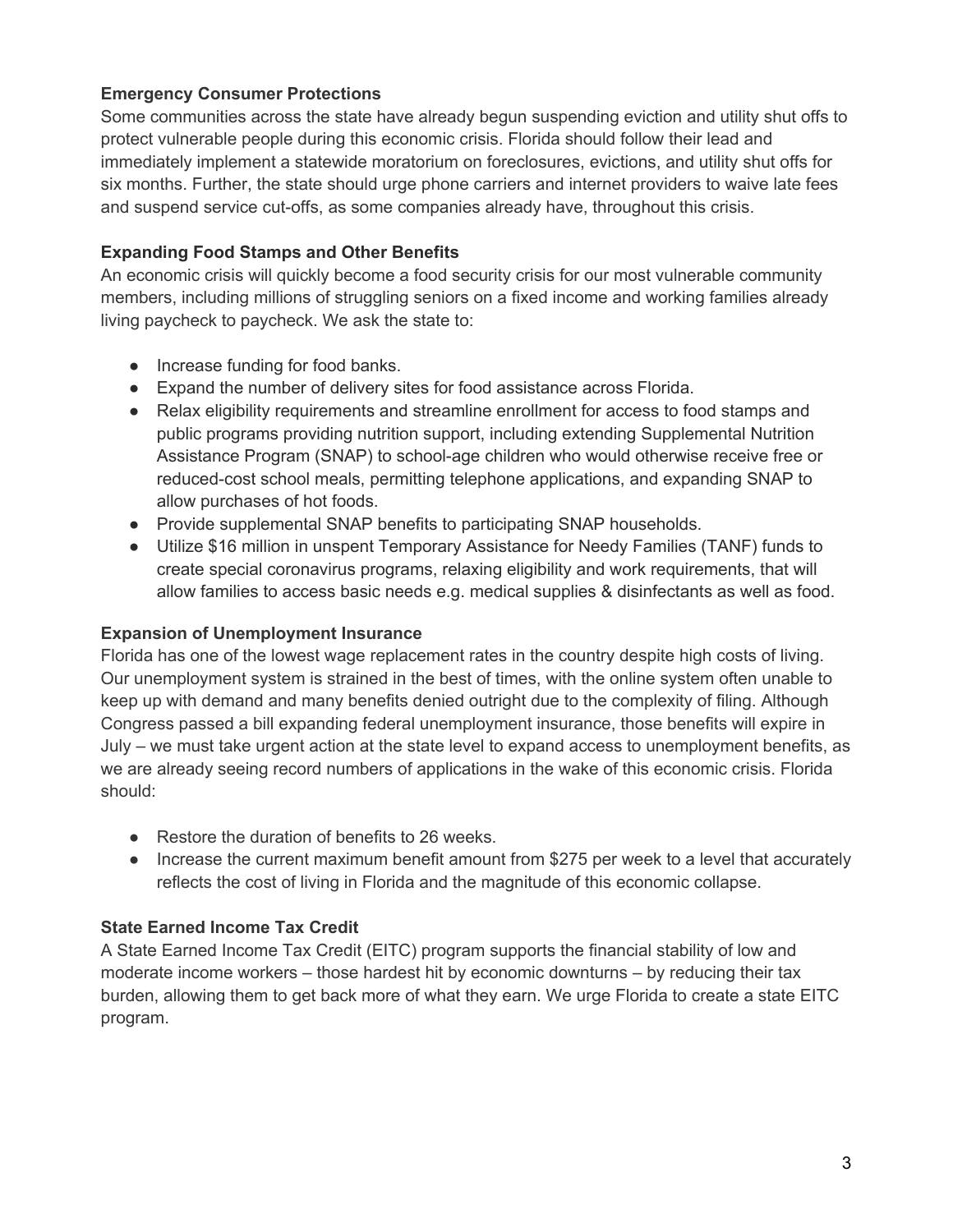**Emergency Consumer Protections**

Some communities across the state have already begun suspending eviction and utility shut offs to protect vulnerable people during this economic crisis. Florida should follow their lead and immediately implement a statewide moratorium on foreclosures, evictions, and utility shut offs for six months. Further, the state should urge phone carriers and internet providers to waive late fees and suspend service cut-offs, as some companies already have, throughout this crisis.

**Expanding Food Stamps and Other Benefits**

An economic crisis will quickly become a food security crisis for our most vulnerable community members, including millions of struggling seniors on a fixed income and working families already living paycheck to paycheck. We ask the state to:

- Increase funding for food banks.
- Expand the number of delivery sites for food assistance across Florida.
- Relax eligibility requirements and streamline enrollment for access to food stamps and public programs providing nutrition support, including extending Supplemental Nutrition Assistance Program (SNAP) to school-age children who would otherwise receive free or reduced-cost school meals, permitting telephone applications, and expanding SNAP to allow purchases of hot foods.
- Provide supplemental SNAP benefits to participating SNAP households.
- Utilize $16 million in unspent Temporary Assistance for Needy Families (TANF) funds to create special coronavirus programs, relaxing eligibility and work requirements, that will allow families to access basic needs e.g. medical supplies & disinfectants as well as food.

**Expansion of Unemployment Insurance**

Florida has one of the lowest wage replacement rates in the country despite high costs of living. Our unemployment system is strained in the best of times, with the online system often unable to keep up with demand and many benefits denied outright due to the complexity of filing. Although Congress passed a bill expanding federal unemployment insurance, those benefits will expire in July – we must take urgent action at the state level to expand access to unemployment benefits, as we are already seeing record numbers of applications in the wake of this economic crisis. Florida should:

- Restore the duration of benefits to 26 weeks.
- Increase the current maximum benefit amount from $275 per week to a level that accurately reflects the cost of living in Florida and the magnitude of this economic collapse.

**State Earned Income Tax Credit**

A State Earned Income Tax Credit (EITC) program supports the financial stability of low and moderate income workers – those hardest hit by economic downturns – by reducing their tax burden, allowing them to get back more of what they earn. We urge Florida to create a state EITC program.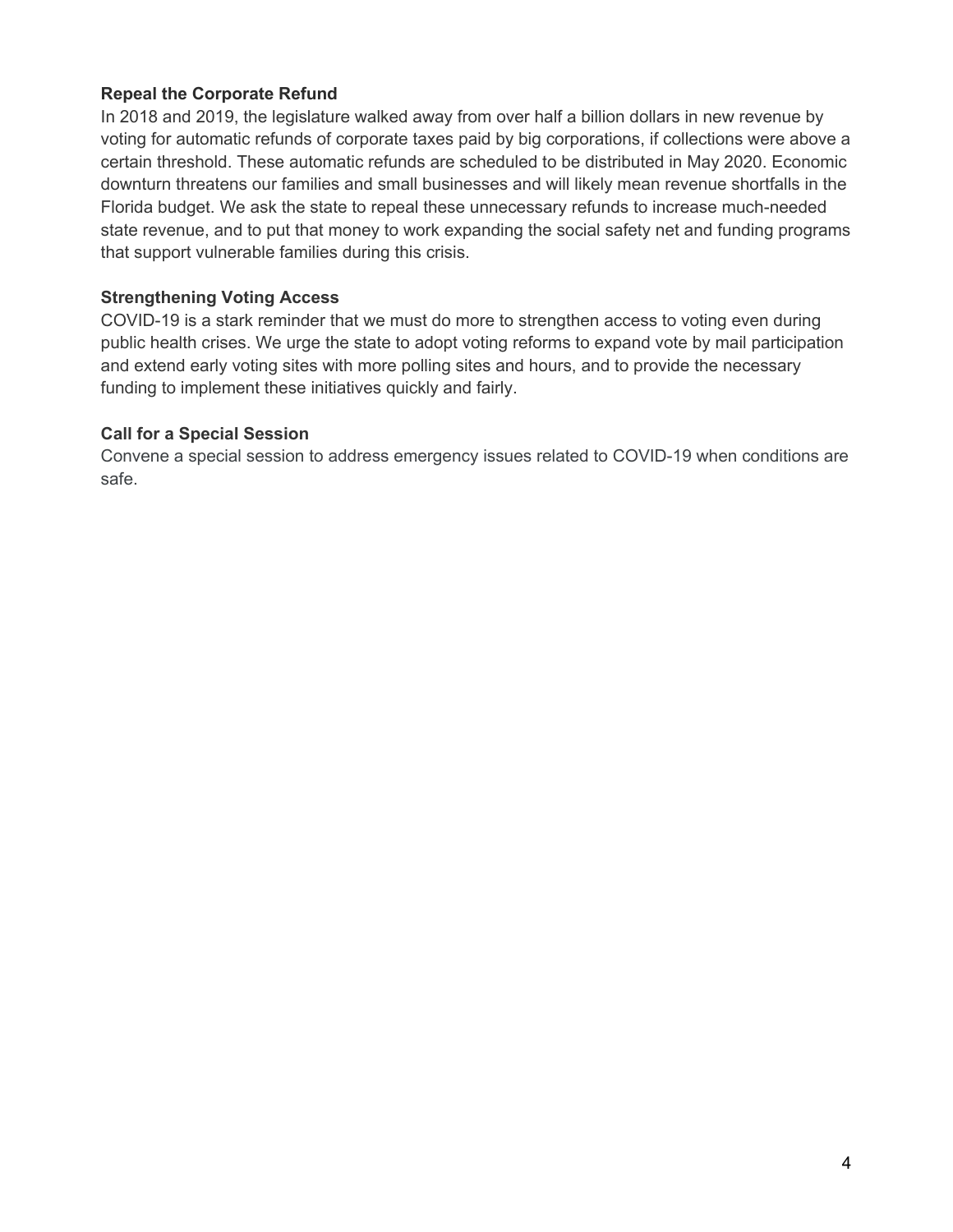**Repeal the Corporate Refund**

In 2018 and 2019, the legislature walked away from over half a billion dollars in new revenue by voting for automatic refunds of corporate taxes paid by big corporations, if collections were above a certain threshold. These automatic refunds are scheduled to be distributed in May 2020. Economic downturn threatens our families and small businesses and will likely mean revenue shortfalls in the Florida budget. We ask the state to repeal these unnecessary refunds to increase much-needed state revenue, and to put that money to work expanding the social safety net and funding programs that support vulnerable families during this crisis.

**Strengthening Voting Access**

COVID-19 is a stark reminder that we must do more to strengthen access to voting even during public health crises. We urge the state to adopt voting reforms to expand vote by mail participation and extend early voting sites with more polling sites and hours, and to provide the necessary funding to implement these initiatives quickly and fairly.

**Call for a Special Session**

Convene a special session to address emergency issues related to COVID-19 when conditions are safe.